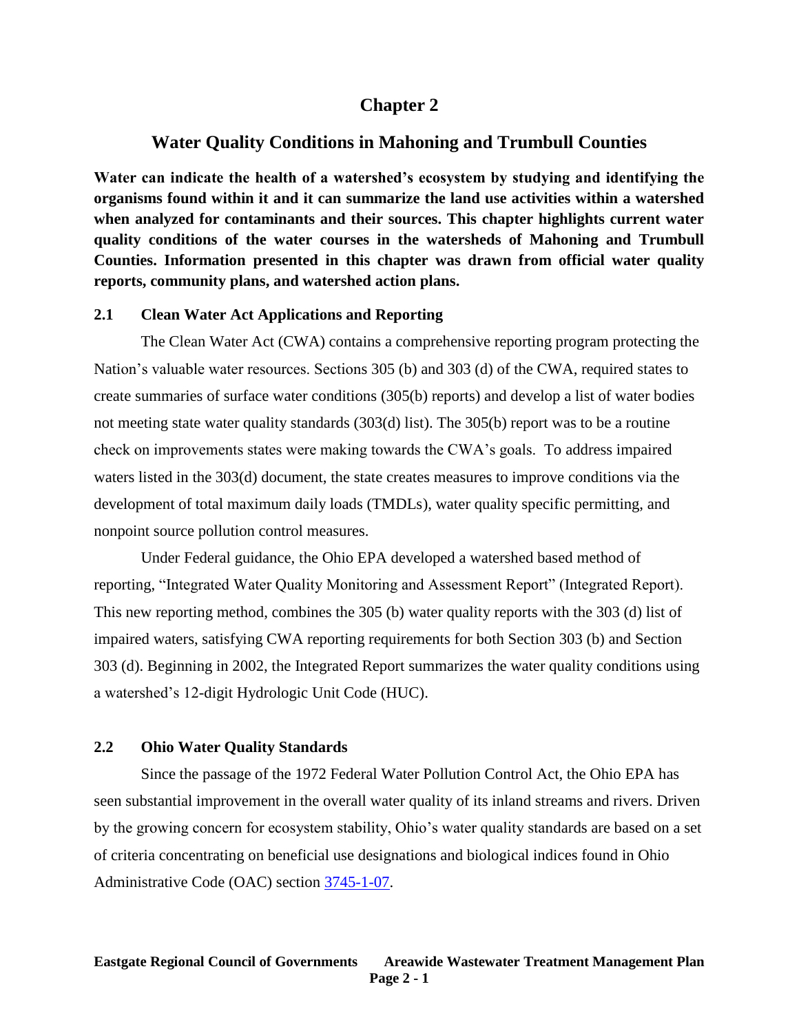# Chapter 2

## Water Quality Conditions in Mahoning and Trumbull Counties

**Water can indicate the health of a watershed's ecosystem by studying and identifying the organisms found within it and it can summarize the land use activities within a watershed when analyzed for contaminants and their sources. This chapter highlights current water quality conditions of the water courses in the watersheds of Mahoning and Trumbull Counties. Information presented in this chapter was drawn from official water quality reports, community plans, and watershed action plans.**

### 2.1 Clean Water Act Applications and Reporting

The Clean Water Act (CWA) contains a comprehensive reporting program protecting the Nation's valuable water resources. Sections 305 (b) and 303 (d) of the CWA, required states to create summaries of surface water conditions (305(b) reports) and develop a list of water bodies not meeting state water quality standards (303(d) list). The 305(b) report was to be a routine check on improvements states were making towards the CWA's goals. To address impaired waters listed in the 303(d) document, the state creates measures to improve conditions via the development of total maximum daily loads (TMDLs), water quality specific permitting, and nonpoint source pollution control measures.

Under Federal guidance, the Ohio EPA developed a watershed based method of reporting, "Integrated Water Quality Monitoring and Assessment Report" (Integrated Report). This new reporting method, combines the 305 (b) water quality reports with the 303 (d) list of impaired waters, satisfying CWA reporting requirements for both Section 303 (b) and Section 303 (d). Beginning in 2002, the Integrated Report summarizes the water quality conditions using a watershed's 12-digit Hydrologic Unit Code (HUC).

### 2.2 Ohio Water Quality Standards

Since the passage of the 1972 Federal Water Pollution Control Act, the Ohio EPA has seen substantial improvement in the overall water quality of its inland streams and rivers. Driven by the growing concern for ecosystem stability, Ohio's water quality standards are based on a set of criteria concentrating on beneficial use designations and biological indices found in Ohio Administrative Code (OAC) section 3745-1-07.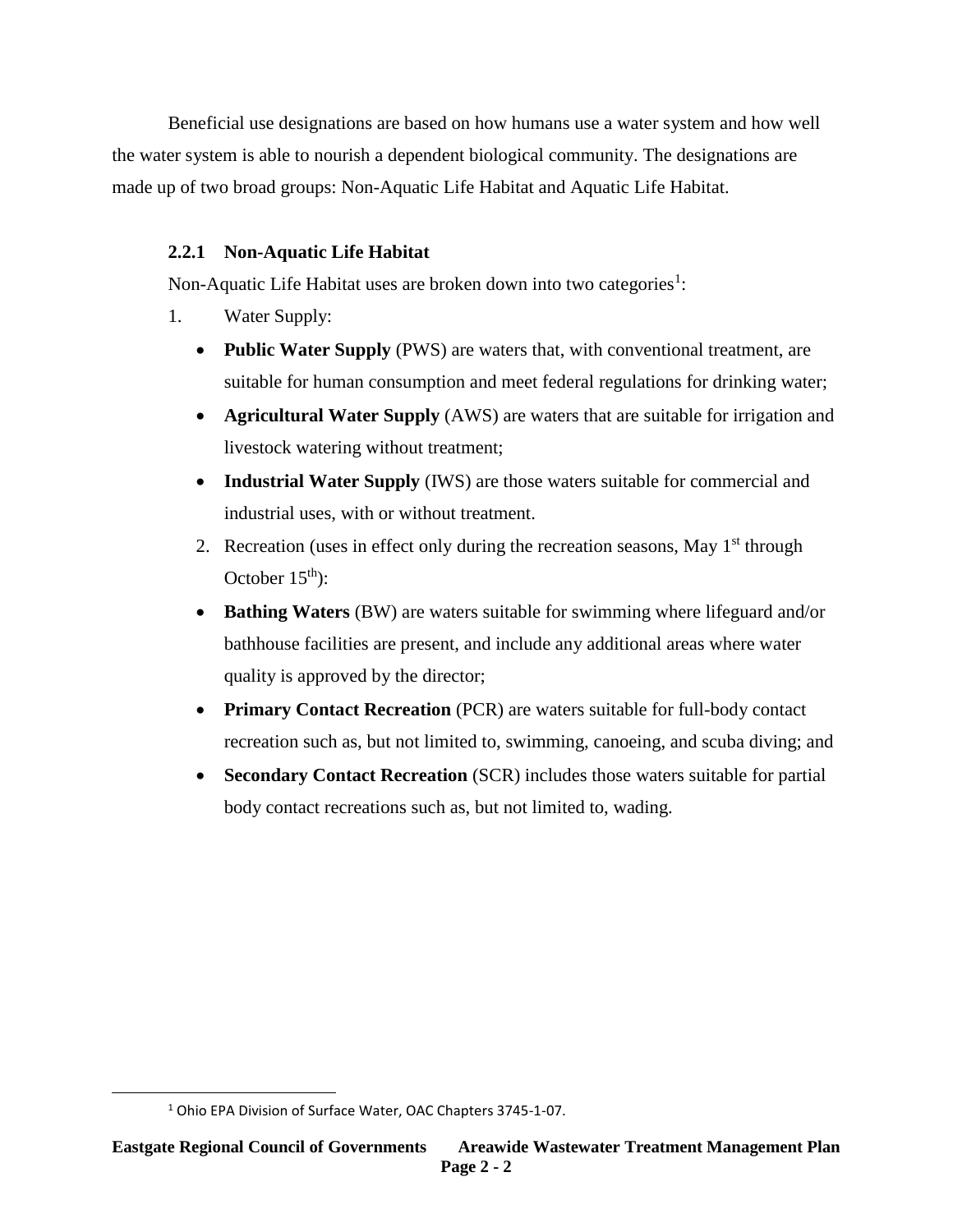Beneficial use designations are based on how humans use a water system and how well the water system is able to nourish a dependent biological community. The designations are made up of two broad groups: Non-Aquatic Life Habitat and Aquatic Life Habitat.

### 2.2.1 Non-Aquatic Life Habitat

Non-Aquatic Life Habitat uses are broken down into two categories[1]:

1. Water Supply:
   - **Public Water Supply** (PWS) are waters that, with conventional treatment, are suitable for human consumption and meet federal regulations for drinking water;
   - **Agricultural Water Supply** (AWS) are waters that are suitable for irrigation and livestock watering without treatment;
   - **Industrial Water Supply** (IWS) are those waters suitable for commercial and industrial uses, with or without treatment.
2. Recreation (uses in effect only during the recreation seasons, May 1st through October 15th):
   - **Bathing Waters** (BW) are waters suitable for swimming where lifeguard and/or bathhouse facilities are present, and include any additional areas where water quality is approved by the director;
   - **Primary Contact Recreation** (PCR) are waters suitable for full-body contact recreation such as, but not limited to, swimming, canoeing, and scuba diving; and
   - **Secondary Contact Recreation** (SCR) includes those waters suitable for partial body contact recreations such as, but not limited to, wading.

[1] Ohio EPA Division of Surface Water, OAC Chapters 3745-1-07.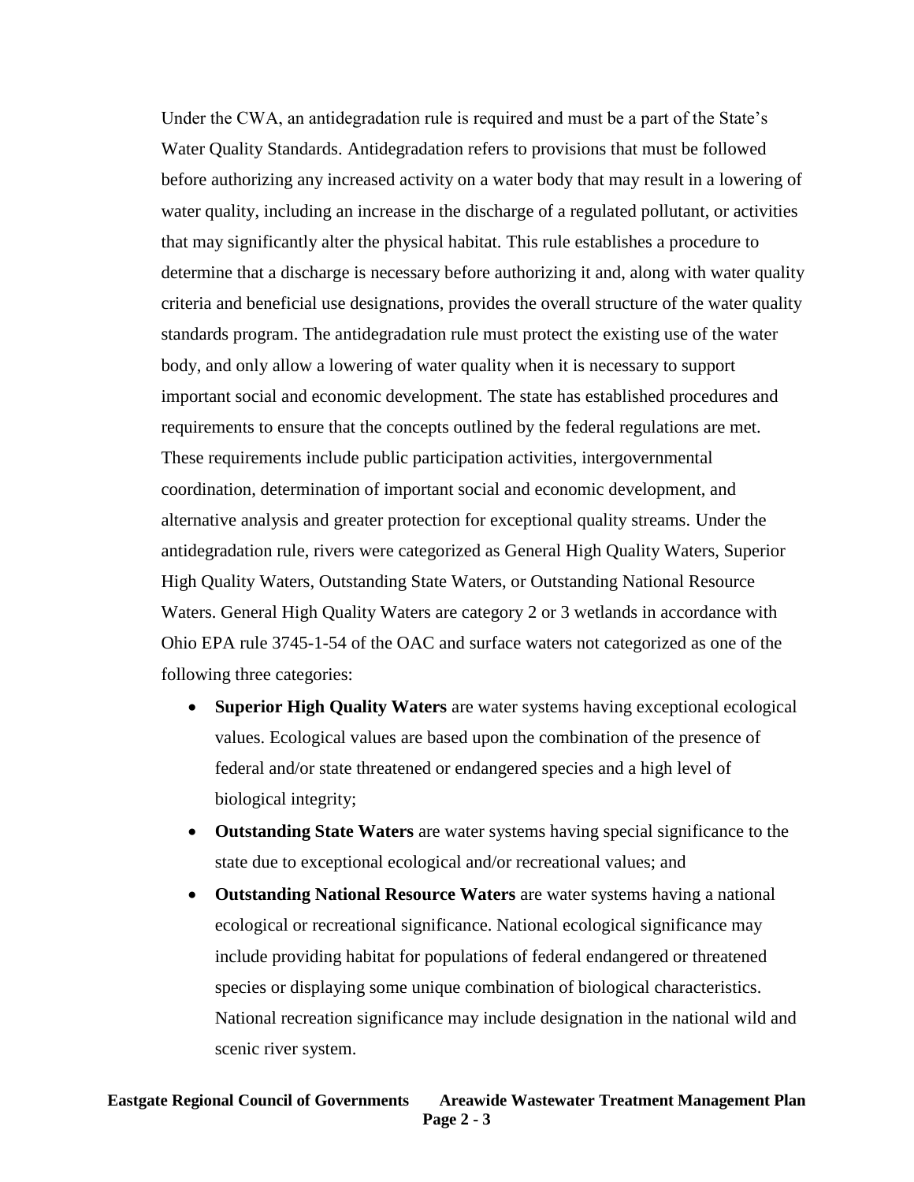Under the CWA, an antidegradation rule is required and must be a part of the State's Water Quality Standards. Antidegradation refers to provisions that must be followed before authorizing any increased activity on a water body that may result in a lowering of water quality, including an increase in the discharge of a regulated pollutant, or activities that may significantly alter the physical habitat. This rule establishes a procedure to determine that a discharge is necessary before authorizing it and, along with water quality criteria and beneficial use designations, provides the overall structure of the water quality standards program. The antidegradation rule must protect the existing use of the water body, and only allow a lowering of water quality when it is necessary to support important social and economic development. The state has established procedures and requirements to ensure that the concepts outlined by the federal regulations are met. These requirements include public participation activities, intergovernmental coordination, determination of important social and economic development, and alternative analysis and greater protection for exceptional quality streams. Under the antidegradation rule, rivers were categorized as General High Quality Waters, Superior High Quality Waters, Outstanding State Waters, or Outstanding National Resource Waters. General High Quality Waters are category 2 or 3 wetlands in accordance with Ohio EPA rule 3745-1-54 of the OAC and surface waters not categorized as one of the following three categories:

- **Superior High Quality Waters** are water systems having exceptional ecological values. Ecological values are based upon the combination of the presence of federal and/or state threatened or endangered species and a high level of biological integrity;
- **Outstanding State Waters** are water systems having special significance to the state due to exceptional ecological and/or recreational values; and
- **Outstanding National Resource Waters** are water systems having a national ecological or recreational significance. National ecological significance may include providing habitat for populations of federal endangered or threatened species or displaying some unique combination of biological characteristics. National recreation significance may include designation in the national wild and scenic river system.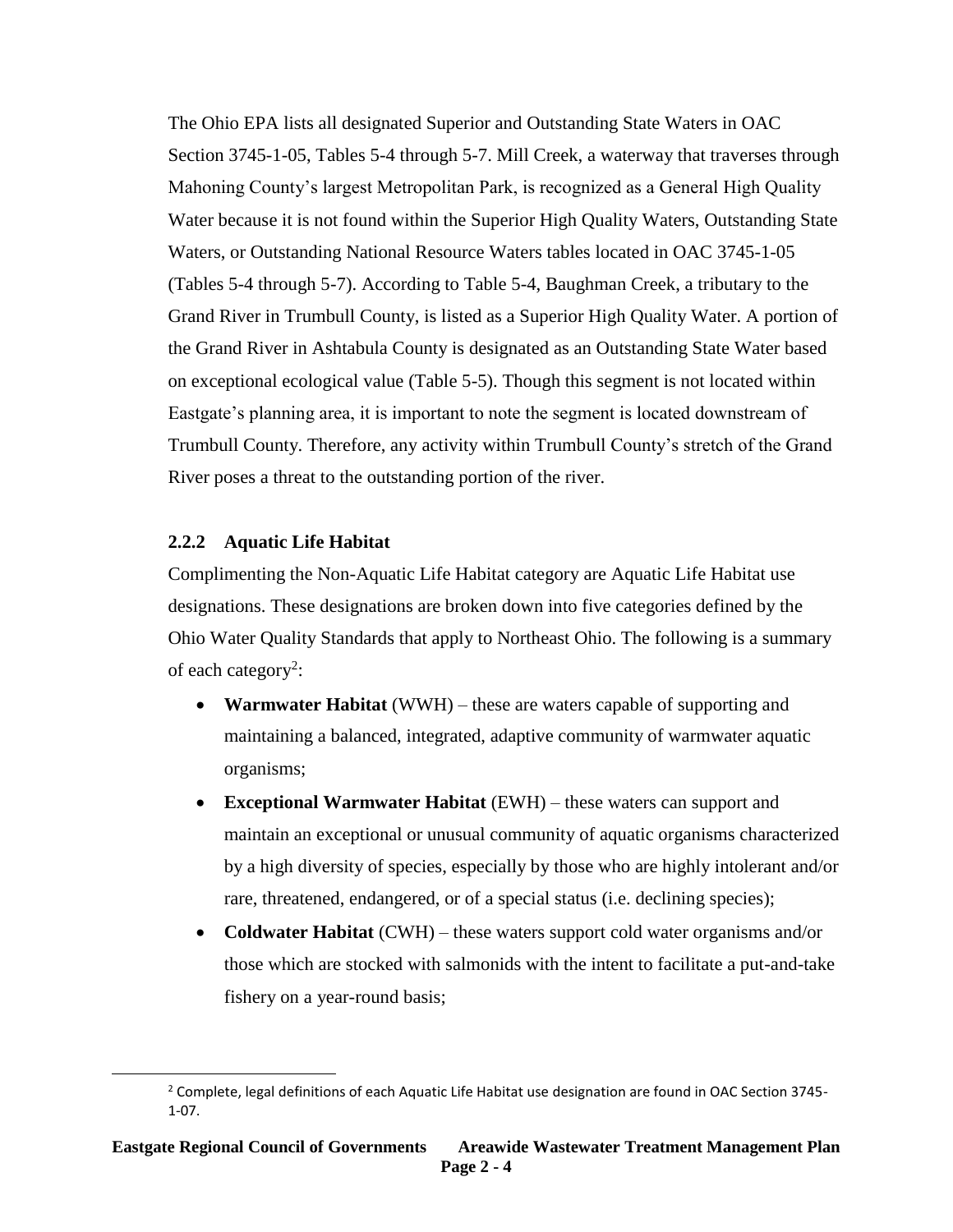The Ohio EPA lists all designated Superior and Outstanding State Waters in OAC Section 3745-1-05, Tables 5-4 through 5-7. Mill Creek, a waterway that traverses through Mahoning County's largest Metropolitan Park, is recognized as a General High Quality Water because it is not found within the Superior High Quality Waters, Outstanding State Waters, or Outstanding National Resource Waters tables located in OAC 3745-1-05 (Tables 5-4 through 5-7). According to Table 5-4, Baughman Creek, a tributary to the Grand River in Trumbull County, is listed as a Superior High Quality Water. A portion of the Grand River in Ashtabula County is designated as an Outstanding State Water based on exceptional ecological value (Table 5-5). Though this segment is not located within Eastgate's planning area, it is important to note the segment is located downstream of Trumbull County. Therefore, any activity within Trumbull County's stretch of the Grand River poses a threat to the outstanding portion of the river.

### 2.2.2 Aquatic Life Habitat

Complimenting the Non-Aquatic Life Habitat category are Aquatic Life Habitat use designations. These designations are broken down into five categories defined by the Ohio Water Quality Standards that apply to Northeast Ohio. The following is a summary of each category[2]:

- **Warmwater Habitat** (WWH) – these are waters capable of supporting and maintaining a balanced, integrated, adaptive community of warmwater aquatic organisms;
- **Exceptional Warmwater Habitat** (EWH) – these waters can support and maintain an exceptional or unusual community of aquatic organisms characterized by a high diversity of species, especially by those who are highly intolerant and/or rare, threatened, endangered, or of a special status (i.e. declining species);
- **Coldwater Habitat** (CWH) – these waters support cold water organisms and/or those which are stocked with salmonids with the intent to facilitate a put-and-take fishery on a year-round basis;

[2] Complete, legal definitions of each Aquatic Life Habitat use designation are found in OAC Section 3745-1-07.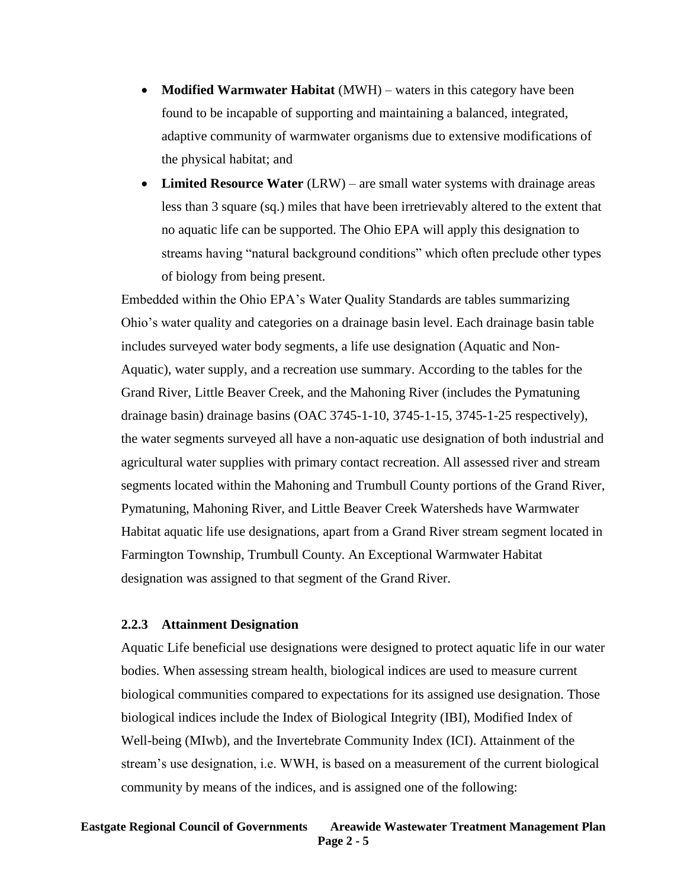- **Modified Warmwater Habitat** (MWH) – waters in this category have been found to be incapable of supporting and maintaining a balanced, integrated, adaptive community of warmwater organisms due to extensive modifications of the physical habitat; and
- **Limited Resource Water** (LRW) – are small water systems with drainage areas less than 3 square (sq.) miles that have been irretrievably altered to the extent that no aquatic life can be supported. The Ohio EPA will apply this designation to streams having "natural background conditions" which often preclude other types of biology from being present.

Embedded within the Ohio EPA's Water Quality Standards are tables summarizing Ohio's water quality and categories on a drainage basin level. Each drainage basin table includes surveyed water body segments, a life use designation (Aquatic and Non-Aquatic), water supply, and a recreation use summary. According to the tables for the Grand River, Little Beaver Creek, and the Mahoning River (includes the Pymatuning drainage basin) drainage basins (OAC 3745-1-10, 3745-1-15, 3745-1-25 respectively), the water segments surveyed all have a non-aquatic use designation of both industrial and agricultural water supplies with primary contact recreation. All assessed river and stream segments located within the Mahoning and Trumbull County portions of the Grand River, Pymatuning, Mahoning River, and Little Beaver Creek Watersheds have Warmwater Habitat aquatic life use designations, apart from a Grand River stream segment located in Farmington Township, Trumbull County. An Exceptional Warmwater Habitat designation was assigned to that segment of the Grand River.

### 2.2.3 Attainment Designation

Aquatic Life beneficial use designations were designed to protect aquatic life in our water bodies. When assessing stream health, biological indices are used to measure current biological communities compared to expectations for its assigned use designation. Those biological indices include the Index of Biological Integrity (IBI), Modified Index of Well-being (MIwb), and the Invertebrate Community Index (ICI). Attainment of the stream's use designation, i.e. WWH, is based on a measurement of the current biological community by means of the indices, and is assigned one of the following: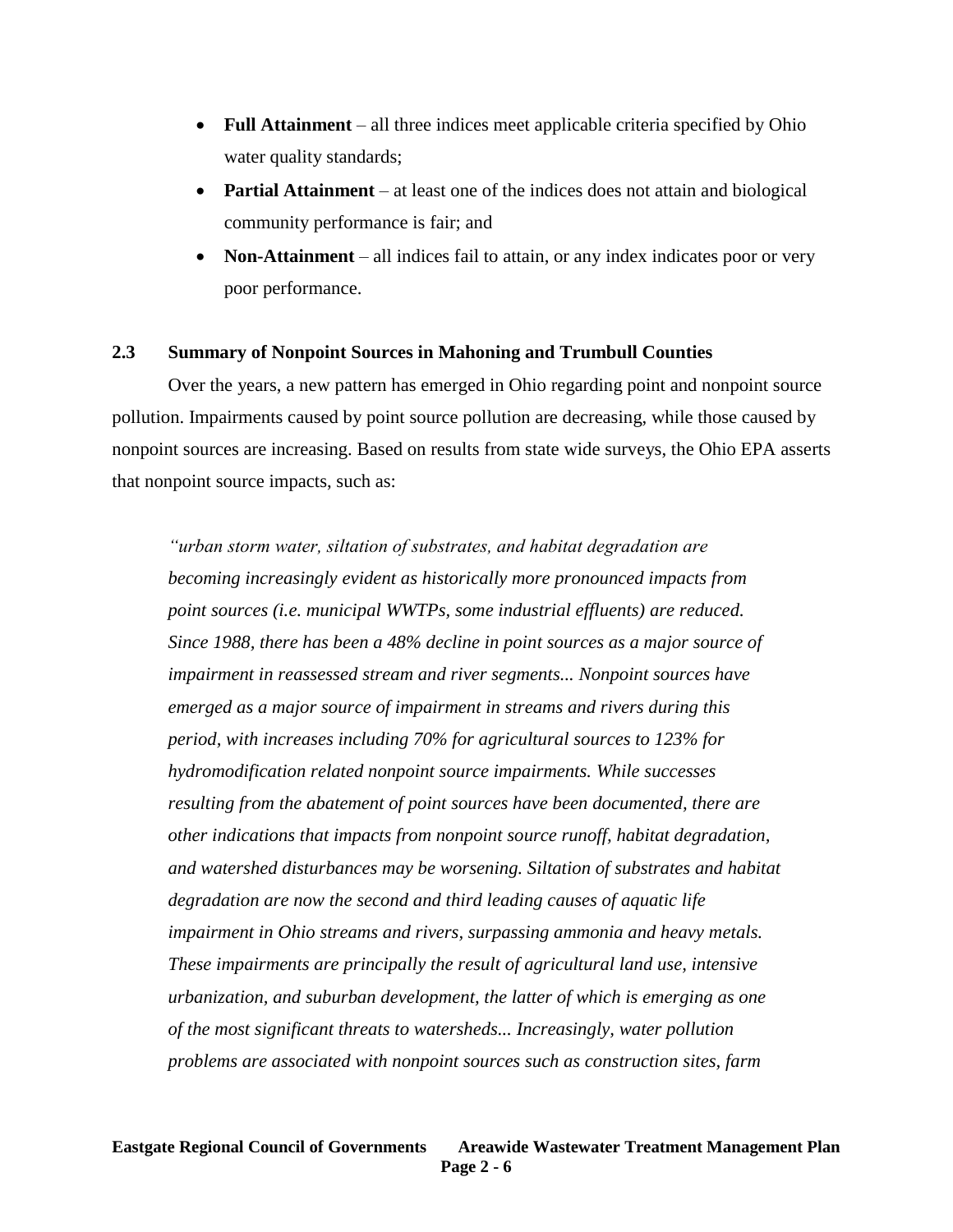- **Full Attainment** – all three indices meet applicable criteria specified by Ohio water quality standards;
- **Partial Attainment** – at least one of the indices does not attain and biological community performance is fair; and
- **Non-Attainment** – all indices fail to attain, or any index indicates poor or very poor performance.

### 2.3 Summary of Nonpoint Sources in Mahoning and Trumbull Counties

Over the years, a new pattern has emerged in Ohio regarding point and nonpoint source pollution. Impairments caused by point source pollution are decreasing, while those caused by nonpoint sources are increasing. Based on results from state wide surveys, the Ohio EPA asserts that nonpoint source impacts, such as:

> *"urban storm water, siltation of substrates, and habitat degradation are becoming increasingly evident as historically more pronounced impacts from point sources (i.e. municipal WWTPs, some industrial effluents) are reduced. Since 1988, there has been a 48% decline in point sources as a major source of impairment in reassessed stream and river segments... Nonpoint sources have emerged as a major source of impairment in streams and rivers during this period, with increases including 70% for agricultural sources to 123% for hydromodification related nonpoint source impairments. While successes resulting from the abatement of point sources have been documented, there are other indications that impacts from nonpoint source runoff, habitat degradation, and watershed disturbances may be worsening. Siltation of substrates and habitat degradation are now the second and third leading causes of aquatic life impairment in Ohio streams and rivers, surpassing ammonia and heavy metals. These impairments are principally the result of agricultural land use, intensive urbanization, and suburban development, the latter of which is emerging as one of the most significant threats to watersheds... Increasingly, water pollution problems are associated with nonpoint sources such as construction sites, farm*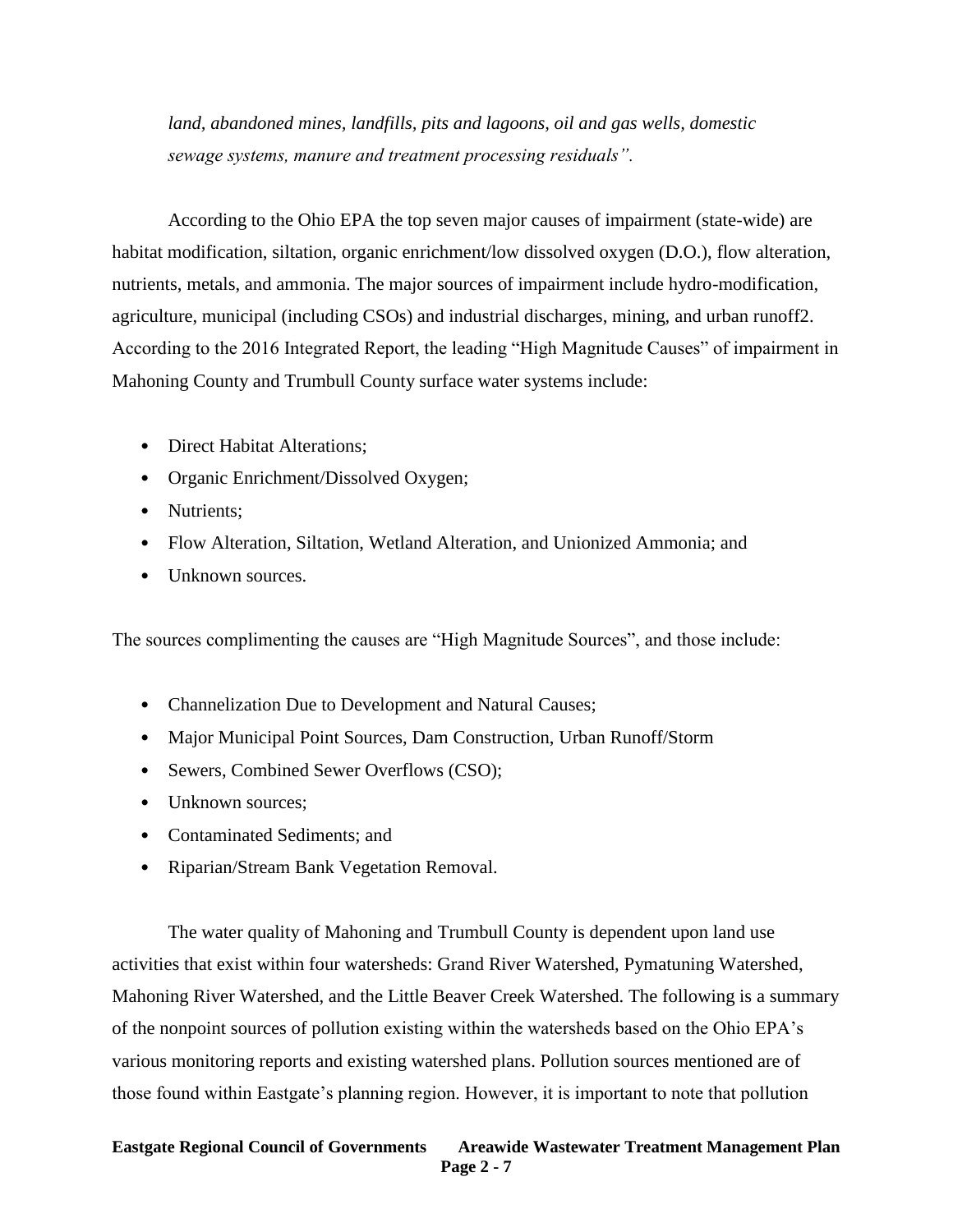*land, abandoned mines, landfills, pits and lagoons, oil and gas wells, domestic sewage systems, manure and treatment processing residuals".*

According to the Ohio EPA the top seven major causes of impairment (state-wide) are habitat modification, siltation, organic enrichment/low dissolved oxygen (D.O.), flow alteration, nutrients, metals, and ammonia. The major sources of impairment include hydro-modification, agriculture, municipal (including CSOs) and industrial discharges, mining, and urban runoff2. According to the 2016 Integrated Report, the leading "High Magnitude Causes" of impairment in Mahoning County and Trumbull County surface water systems include:

- Direct Habitat Alterations;
- Organic Enrichment/Dissolved Oxygen;
- Nutrients;
- Flow Alteration, Siltation, Wetland Alteration, and Unionized Ammonia; and
- Unknown sources.

The sources complimenting the causes are "High Magnitude Sources", and those include:

- Channelization Due to Development and Natural Causes;
- Major Municipal Point Sources, Dam Construction, Urban Runoff/Storm
- Sewers, Combined Sewer Overflows (CSO);
- Unknown sources;
- Contaminated Sediments; and
- Riparian/Stream Bank Vegetation Removal.

The water quality of Mahoning and Trumbull County is dependent upon land use activities that exist within four watersheds: Grand River Watershed, Pymatuning Watershed, Mahoning River Watershed, and the Little Beaver Creek Watershed. The following is a summary of the nonpoint sources of pollution existing within the watersheds based on the Ohio EPA's various monitoring reports and existing watershed plans. Pollution sources mentioned are of those found within Eastgate's planning region. However, it is important to note that pollution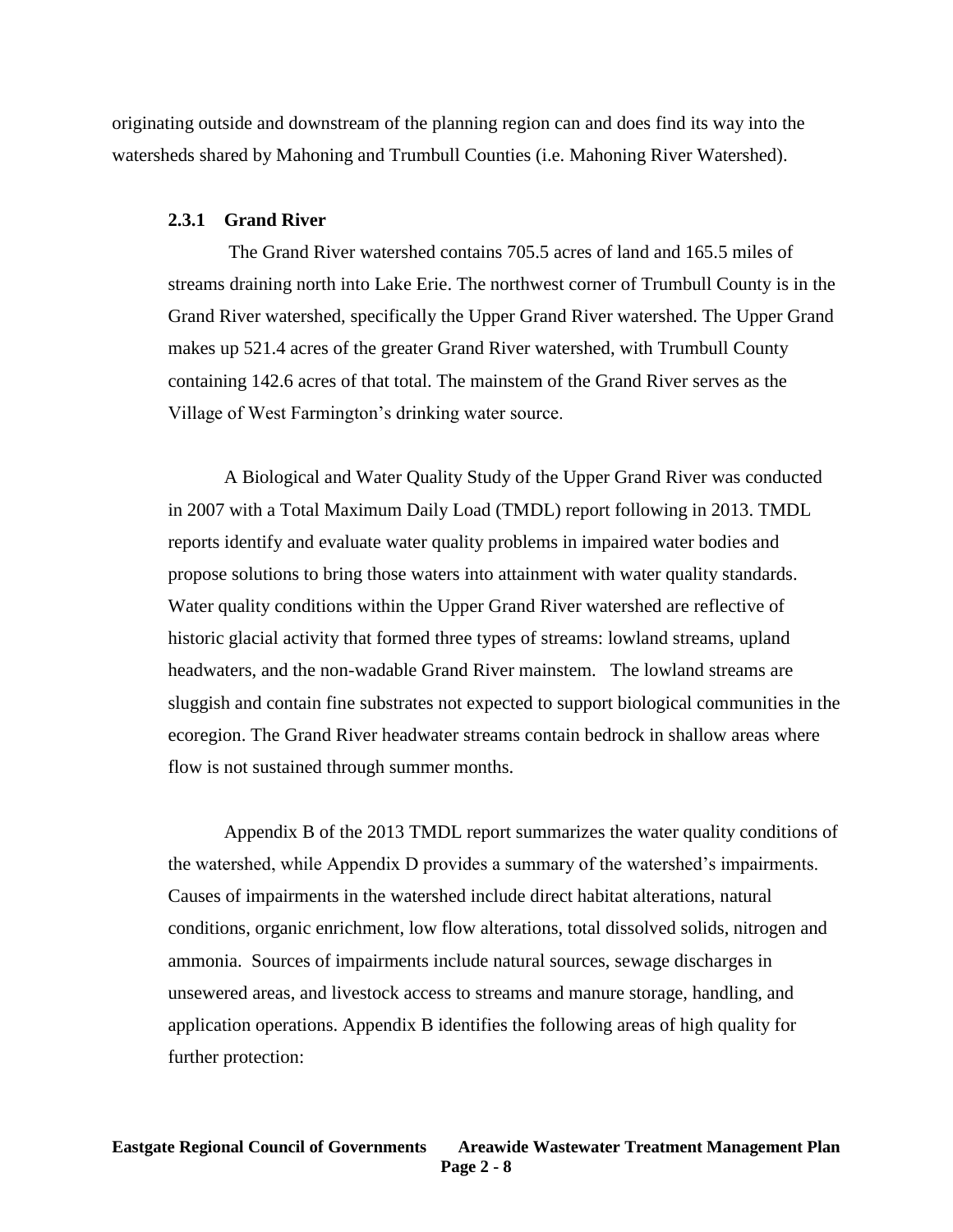originating outside and downstream of the planning region can and does find its way into the watersheds shared by Mahoning and Trumbull Counties (i.e. Mahoning River Watershed).

### 2.3.1 Grand River

The Grand River watershed contains 705.5 acres of land and 165.5 miles of streams draining north into Lake Erie. The northwest corner of Trumbull County is in the Grand River watershed, specifically the Upper Grand River watershed. The Upper Grand makes up 521.4 acres of the greater Grand River watershed, with Trumbull County containing 142.6 acres of that total. The mainstem of the Grand River serves as the Village of West Farmington's drinking water source.

A Biological and Water Quality Study of the Upper Grand River was conducted in 2007 with a Total Maximum Daily Load (TMDL) report following in 2013. TMDL reports identify and evaluate water quality problems in impaired water bodies and propose solutions to bring those waters into attainment with water quality standards. Water quality conditions within the Upper Grand River watershed are reflective of historic glacial activity that formed three types of streams: lowland streams, upland headwaters, and the non-wadable Grand River mainstem. The lowland streams are sluggish and contain fine substrates not expected to support biological communities in the ecoregion. The Grand River headwater streams contain bedrock in shallow areas where flow is not sustained through summer months.

Appendix B of the 2013 TMDL report summarizes the water quality conditions of the watershed, while Appendix D provides a summary of the watershed's impairments. Causes of impairments in the watershed include direct habitat alterations, natural conditions, organic enrichment, low flow alterations, total dissolved solids, nitrogen and ammonia. Sources of impairments include natural sources, sewage discharges in unsewered areas, and livestock access to streams and manure storage, handling, and application operations. Appendix B identifies the following areas of high quality for further protection: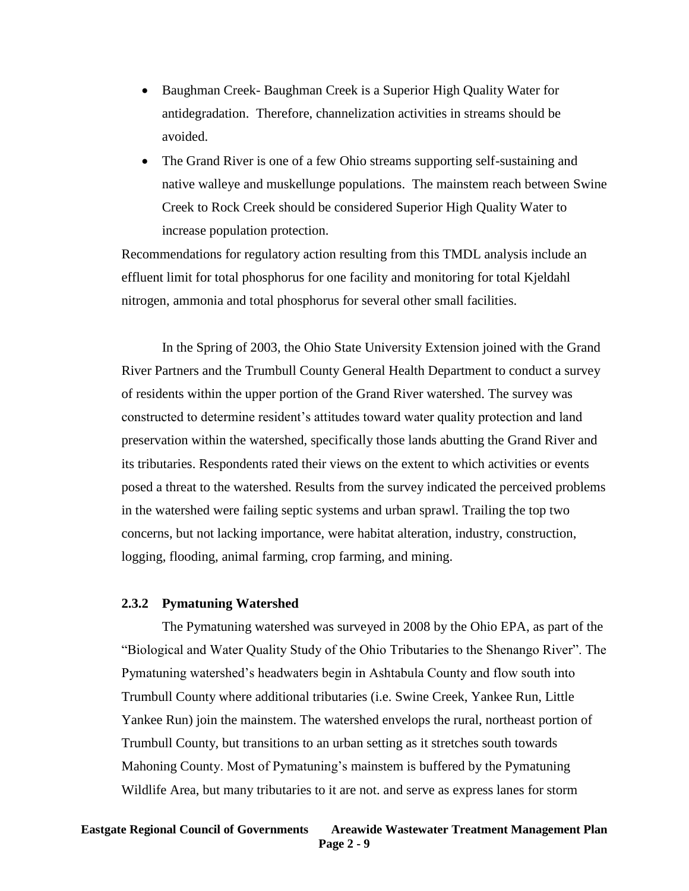- Baughman Creek- Baughman Creek is a Superior High Quality Water for antidegradation. Therefore, channelization activities in streams should be avoided.
- The Grand River is one of a few Ohio streams supporting self-sustaining and native walleye and muskellunge populations. The mainstem reach between Swine Creek to Rock Creek should be considered Superior High Quality Water to increase population protection.

Recommendations for regulatory action resulting from this TMDL analysis include an effluent limit for total phosphorus for one facility and monitoring for total Kjeldahl nitrogen, ammonia and total phosphorus for several other small facilities.

In the Spring of 2003, the Ohio State University Extension joined with the Grand River Partners and the Trumbull County General Health Department to conduct a survey of residents within the upper portion of the Grand River watershed. The survey was constructed to determine resident's attitudes toward water quality protection and land preservation within the watershed, specifically those lands abutting the Grand River and its tributaries. Respondents rated their views on the extent to which activities or events posed a threat to the watershed. Results from the survey indicated the perceived problems in the watershed were failing septic systems and urban sprawl. Trailing the top two concerns, but not lacking importance, were habitat alteration, industry, construction, logging, flooding, animal farming, crop farming, and mining.

### 2.3.2 Pymatuning Watershed

The Pymatuning watershed was surveyed in 2008 by the Ohio EPA, as part of the "Biological and Water Quality Study of the Ohio Tributaries to the Shenango River". The Pymatuning watershed's headwaters begin in Ashtabula County and flow south into Trumbull County where additional tributaries (i.e. Swine Creek, Yankee Run, Little Yankee Run) join the mainstem. The watershed envelops the rural, northeast portion of Trumbull County, but transitions to an urban setting as it stretches south towards Mahoning County. Most of Pymatuning's mainstem is buffered by the Pymatuning Wildlife Area, but many tributaries to it are not. and serve as express lanes for storm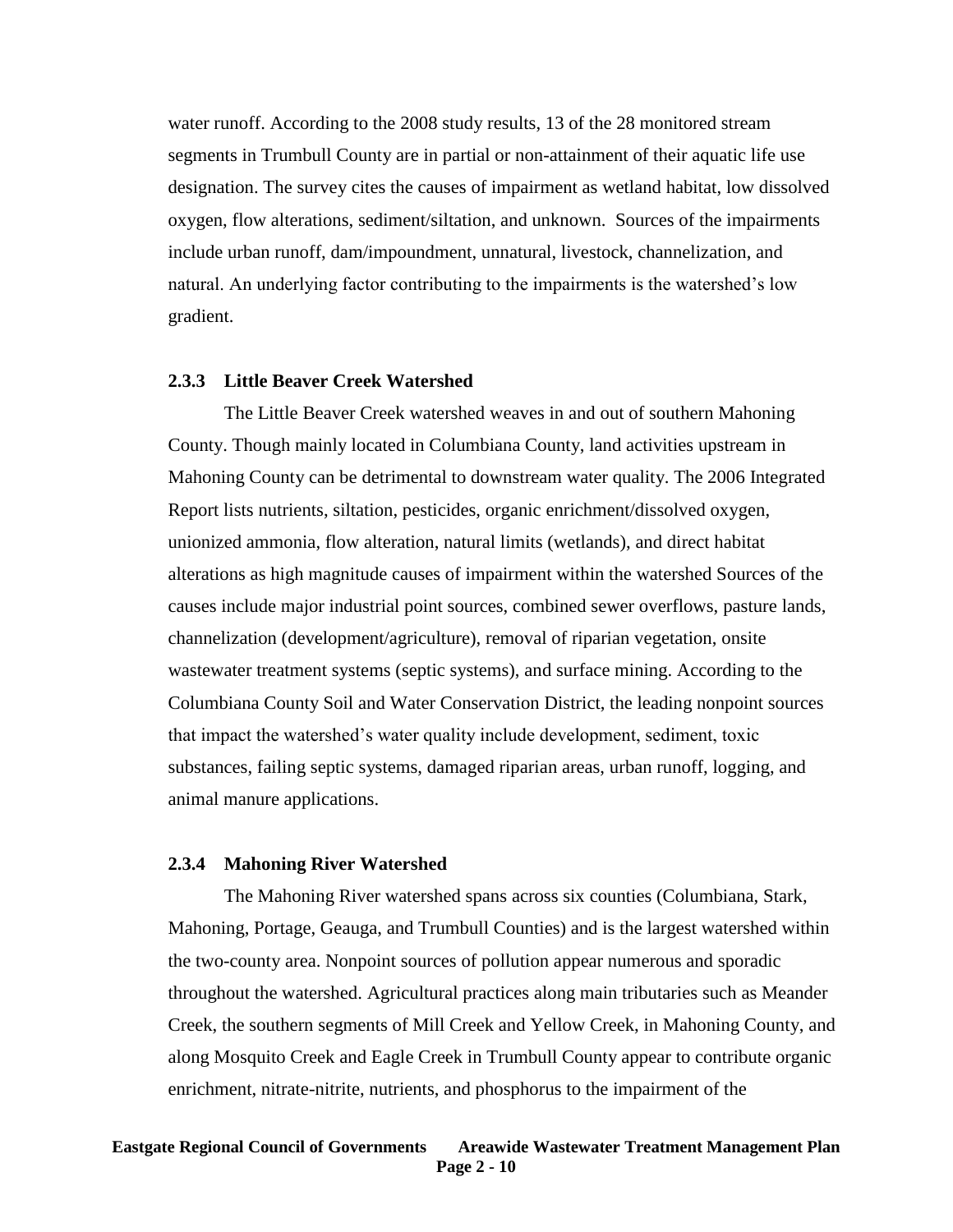water runoff. According to the 2008 study results, 13 of the 28 monitored stream segments in Trumbull County are in partial or non-attainment of their aquatic life use designation. The survey cites the causes of impairment as wetland habitat, low dissolved oxygen, flow alterations, sediment/siltation, and unknown. Sources of the impairments include urban runoff, dam/impoundment, unnatural, livestock, channelization, and natural. An underlying factor contributing to the impairments is the watershed's low gradient.

### 2.3.3 Little Beaver Creek Watershed

The Little Beaver Creek watershed weaves in and out of southern Mahoning County. Though mainly located in Columbiana County, land activities upstream in Mahoning County can be detrimental to downstream water quality. The 2006 Integrated Report lists nutrients, siltation, pesticides, organic enrichment/dissolved oxygen, unionized ammonia, flow alteration, natural limits (wetlands), and direct habitat alterations as high magnitude causes of impairment within the watershed Sources of the causes include major industrial point sources, combined sewer overflows, pasture lands, channelization (development/agriculture), removal of riparian vegetation, onsite wastewater treatment systems (septic systems), and surface mining. According to the Columbiana County Soil and Water Conservation District, the leading nonpoint sources that impact the watershed's water quality include development, sediment, toxic substances, failing septic systems, damaged riparian areas, urban runoff, logging, and animal manure applications.

### 2.3.4 Mahoning River Watershed

The Mahoning River watershed spans across six counties (Columbiana, Stark, Mahoning, Portage, Geauga, and Trumbull Counties) and is the largest watershed within the two-county area. Nonpoint sources of pollution appear numerous and sporadic throughout the watershed. Agricultural practices along main tributaries such as Meander Creek, the southern segments of Mill Creek and Yellow Creek, in Mahoning County, and along Mosquito Creek and Eagle Creek in Trumbull County appear to contribute organic enrichment, nitrate-nitrite, nutrients, and phosphorus to the impairment of the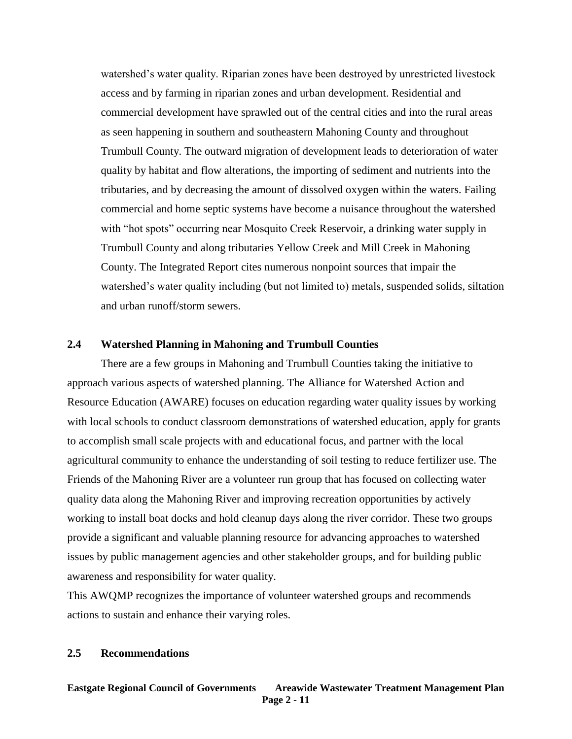watershed's water quality. Riparian zones have been destroyed by unrestricted livestock access and by farming in riparian zones and urban development. Residential and commercial development have sprawled out of the central cities and into the rural areas as seen happening in southern and southeastern Mahoning County and throughout Trumbull County. The outward migration of development leads to deterioration of water quality by habitat and flow alterations, the importing of sediment and nutrients into the tributaries, and by decreasing the amount of dissolved oxygen within the waters. Failing commercial and home septic systems have become a nuisance throughout the watershed with "hot spots" occurring near Mosquito Creek Reservoir, a drinking water supply in Trumbull County and along tributaries Yellow Creek and Mill Creek in Mahoning County. The Integrated Report cites numerous nonpoint sources that impair the watershed's water quality including (but not limited to) metals, suspended solids, siltation and urban runoff/storm sewers.

### 2.4 Watershed Planning in Mahoning and Trumbull Counties

There are a few groups in Mahoning and Trumbull Counties taking the initiative to approach various aspects of watershed planning. The Alliance for Watershed Action and Resource Education (AWARE) focuses on education regarding water quality issues by working with local schools to conduct classroom demonstrations of watershed education, apply for grants to accomplish small scale projects with and educational focus, and partner with the local agricultural community to enhance the understanding of soil testing to reduce fertilizer use. The Friends of the Mahoning River are a volunteer run group that has focused on collecting water quality data along the Mahoning River and improving recreation opportunities by actively working to install boat docks and hold cleanup days along the river corridor. These two groups provide a significant and valuable planning resource for advancing approaches to watershed issues by public management agencies and other stakeholder groups, and for building public awareness and responsibility for water quality.

This AWQMP recognizes the importance of volunteer watershed groups and recommends actions to sustain and enhance their varying roles.

### 2.5 Recommendations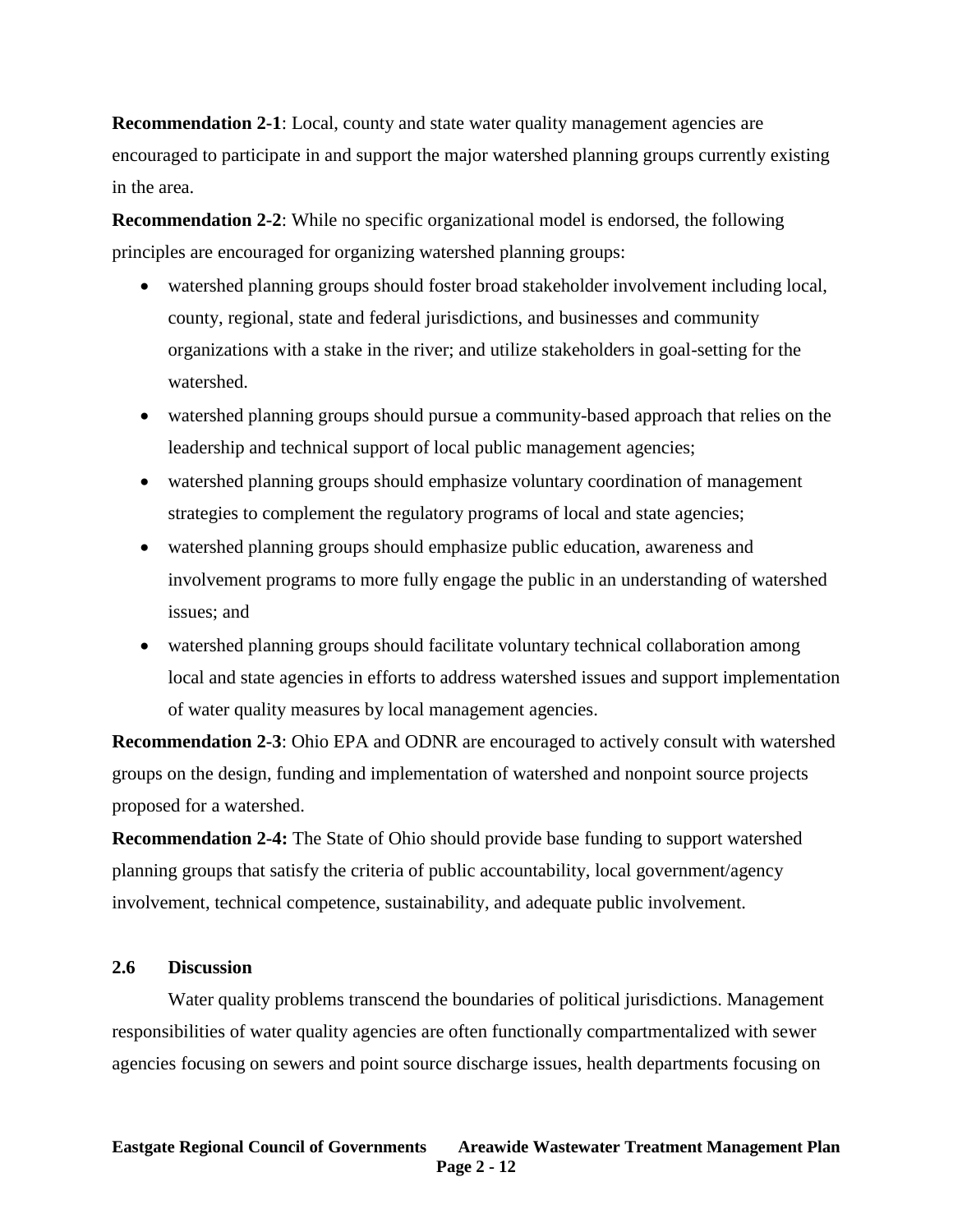**Recommendation 2-1**: Local, county and state water quality management agencies are encouraged to participate in and support the major watershed planning groups currently existing in the area.

**Recommendation 2-2**: While no specific organizational model is endorsed, the following principles are encouraged for organizing watershed planning groups:

- watershed planning groups should foster broad stakeholder involvement including local, county, regional, state and federal jurisdictions, and businesses and community organizations with a stake in the river; and utilize stakeholders in goal-setting for the watershed.
- watershed planning groups should pursue a community-based approach that relies on the leadership and technical support of local public management agencies;
- watershed planning groups should emphasize voluntary coordination of management strategies to complement the regulatory programs of local and state agencies;
- watershed planning groups should emphasize public education, awareness and involvement programs to more fully engage the public in an understanding of watershed issues; and
- watershed planning groups should facilitate voluntary technical collaboration among local and state agencies in efforts to address watershed issues and support implementation of water quality measures by local management agencies.

**Recommendation 2-3**: Ohio EPA and ODNR are encouraged to actively consult with watershed groups on the design, funding and implementation of watershed and nonpoint source projects proposed for a watershed.

**Recommendation 2-4:** The State of Ohio should provide base funding to support watershed planning groups that satisfy the criteria of public accountability, local government/agency involvement, technical competence, sustainability, and adequate public involvement.

## 2.6 Discussion

Water quality problems transcend the boundaries of political jurisdictions. Management responsibilities of water quality agencies are often functionally compartmentalized with sewer agencies focusing on sewers and point source discharge issues, health departments focusing on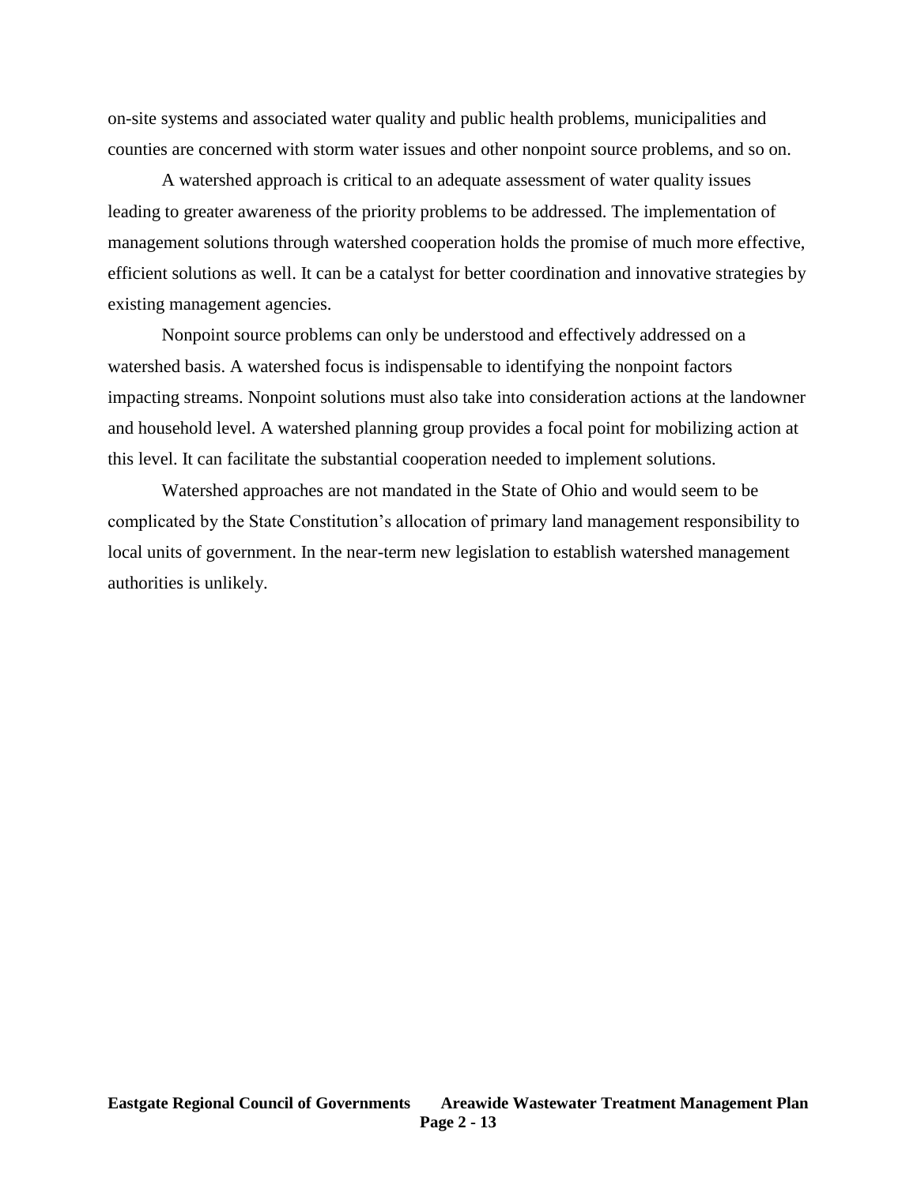on-site systems and associated water quality and public health problems, municipalities and counties are concerned with storm water issues and other nonpoint source problems, and so on.

A watershed approach is critical to an adequate assessment of water quality issues leading to greater awareness of the priority problems to be addressed. The implementation of management solutions through watershed cooperation holds the promise of much more effective, efficient solutions as well. It can be a catalyst for better coordination and innovative strategies by existing management agencies.

Nonpoint source problems can only be understood and effectively addressed on a watershed basis. A watershed focus is indispensable to identifying the nonpoint factors impacting streams. Nonpoint solutions must also take into consideration actions at the landowner and household level. A watershed planning group provides a focal point for mobilizing action at this level. It can facilitate the substantial cooperation needed to implement solutions.

Watershed approaches are not mandated in the State of Ohio and would seem to be complicated by the State Constitution's allocation of primary land management responsibility to local units of government. In the near-term new legislation to establish watershed management authorities is unlikely.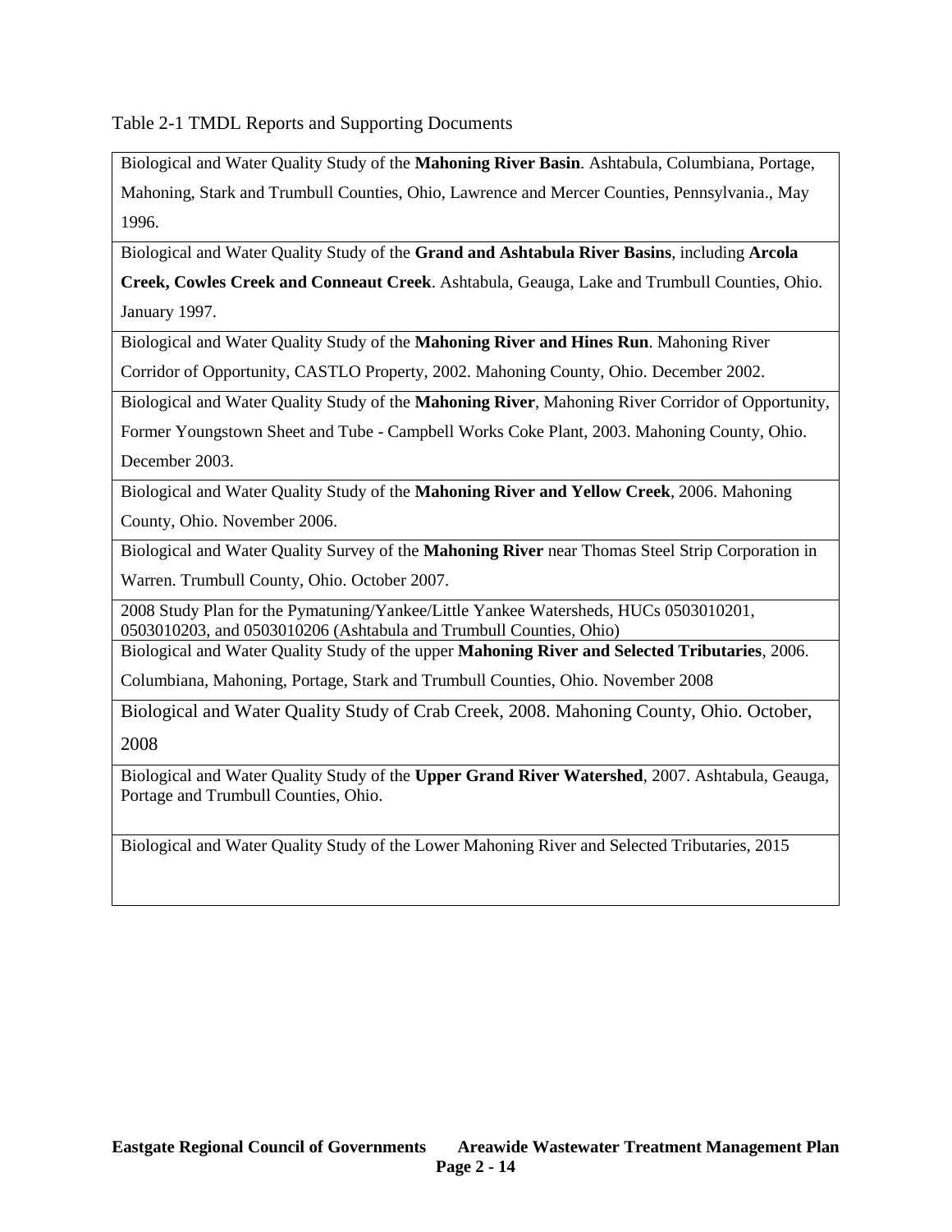Table 2-1 TMDL Reports and Supporting Documents

| |
|---|
| Biological and Water Quality Study of the **Mahoning River Basin**. Ashtabula, Columbiana, Portage, Mahoning, Stark and Trumbull Counties, Ohio, Lawrence and Mercer Counties, Pennsylvania., May 1996. |
| Biological and Water Quality Study of the **Grand and Ashtabula River Basins**, including **Arcola Creek, Cowles Creek and Conneaut Creek**. Ashtabula, Geauga, Lake and Trumbull Counties, Ohio. January 1997. |
| Biological and Water Quality Study of the **Mahoning River and Hines Run**. Mahoning River Corridor of Opportunity, CASTLO Property, 2002. Mahoning County, Ohio. December 2002. |
| Biological and Water Quality Study of the **Mahoning River**, Mahoning River Corridor of Opportunity, Former Youngstown Sheet and Tube - Campbell Works Coke Plant, 2003. Mahoning County, Ohio. December 2003. |
| Biological and Water Quality Study of the **Mahoning River and Yellow Creek**, 2006. Mahoning County, Ohio. November 2006. |
| Biological and Water Quality Survey of the **Mahoning River** near Thomas Steel Strip Corporation in Warren. Trumbull County, Ohio. October 2007. |
| 2008 Study Plan for the Pymatuning/Yankee/Little Yankee Watersheds, HUCs 0503010201, 0503010203, and 0503010206 (Ashtabula and Trumbull Counties, Ohio) |
| Biological and Water Quality Study of the upper **Mahoning River and Selected Tributaries**, 2006. Columbiana, Mahoning, Portage, Stark and Trumbull Counties, Ohio. November 2008 |
| Biological and Water Quality Study of Crab Creek, 2008. Mahoning County, Ohio. October, 2008 |
| Biological and Water Quality Study of the **Upper Grand River Watershed**, 2007. Ashtabula, Geauga, Portage and Trumbull Counties, Ohio. |
| Biological and Water Quality Study of the Lower Mahoning River and Selected Tributaries, 2015 |